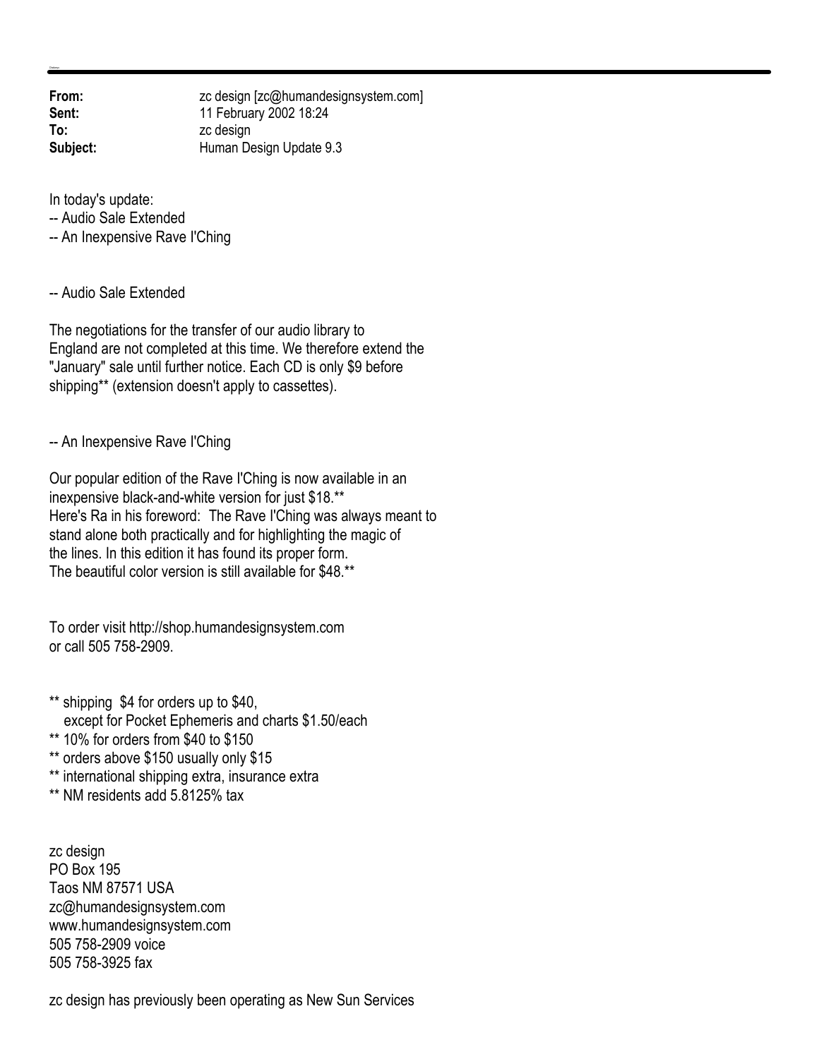**From:** zc design [zc@humandesignsystem.com]
**Sent:** 11 February 2002 18:24
**To:** zc design
**Subject:** Human Design Update 9.3

In today's update:
-- Audio Sale Extended
-- An Inexpensive Rave I'Ching

-- Audio Sale Extended

The negotiations for the transfer of our audio library to England are not completed at this time. We therefore extend the "January" sale until further notice. Each CD is only $9 before shipping** (extension doesn't apply to cassettes).

-- An Inexpensive Rave I'Ching

Our popular edition of the Rave I'Ching is now available in an inexpensive black-and-white version for just $18.**
Here's Ra in his foreword: The Rave I'Ching was always meant to stand alone both practically and for highlighting the magic of the lines. In this edition it has found its proper form.
The beautiful color version is still available for $48.**

To order visit http://shop.humandesignsystem.com
or call 505 758-2909.

** shipping $4 for orders up to $40,
   except for Pocket Ephemeris and charts $1.50/each
** 10% for orders from $40 to $150
** orders above $150 usually only $15
** international shipping extra, insurance extra
** NM residents add 5.8125% tax

zc design
PO Box 195
Taos NM 87571 USA
zc@humandesignsystem.com
www.humandesignsystem.com
505 758-2909 voice
505 758-3925 fax

zc design has previously been operating as New Sun Services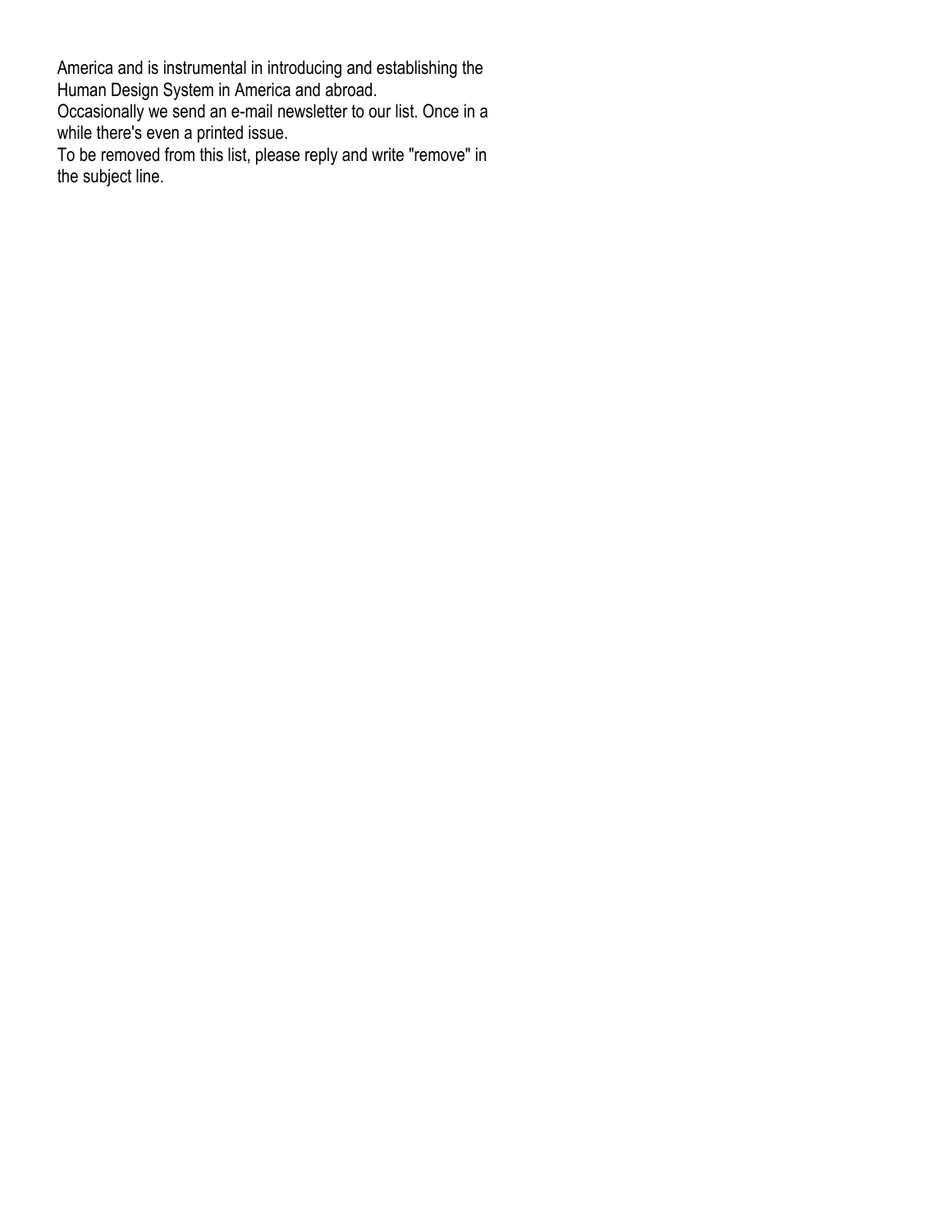America and is instrumental in introducing and establishing the Human Design System in America and abroad.

Occasionally we send an e-mail newsletter to our list. Once in a while there's even a printed issue.

To be removed from this list, please reply and write "remove" in the subject line.